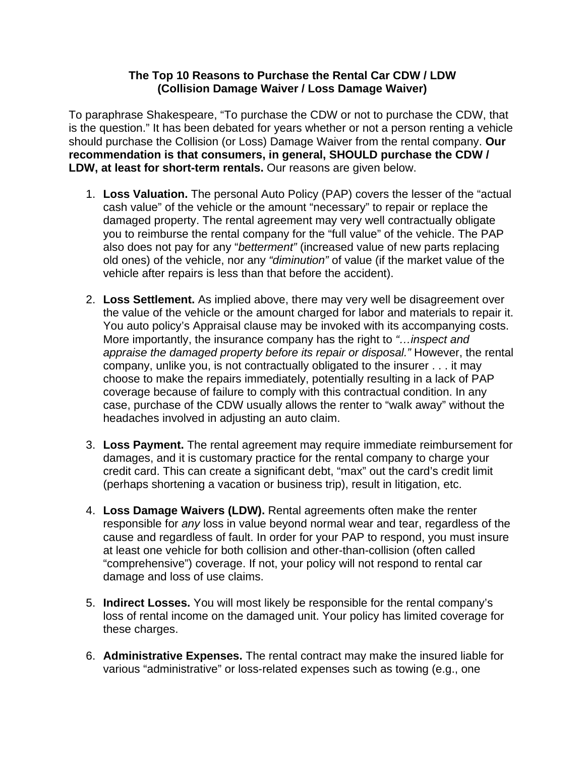# The Top 10 Reasons to Purchase the Rental Car CDW / LDW
## (Collision Damage Waiver / Loss Damage Waiver)

To paraphrase Shakespeare, "To purchase the CDW or not to purchase the CDW, that is the question." It has been debated for years whether or not a person renting a vehicle should purchase the Collision (or Loss) Damage Waiver from the rental company. **Our recommendation is that consumers, in general, SHOULD purchase the CDW / LDW, at least for short-term rentals.** Our reasons are given below.

1. **Loss Valuation.** The personal Auto Policy (PAP) covers the lesser of the "actual cash value" of the vehicle or the amount "necessary" to repair or replace the damaged property. The rental agreement may very well contractually obligate you to reimburse the rental company for the "full value" of the vehicle. The PAP also does not pay for any "*betterment"* (increased value of new parts replacing old ones) of the vehicle, nor any *"diminution"* of value (if the market value of the vehicle after repairs is less than that before the accident).

2. **Loss Settlement.** As implied above, there may very well be disagreement over the value of the vehicle or the amount charged for labor and materials to repair it. You auto policy's Appraisal clause may be invoked with its accompanying costs. More importantly, the insurance company has the right to *"…inspect and appraise the damaged property before its repair or disposal."* However, the rental company, unlike you, is not contractually obligated to the insurer . . . it may choose to make the repairs immediately, potentially resulting in a lack of PAP coverage because of failure to comply with this contractual condition. In any case, purchase of the CDW usually allows the renter to "walk away" without the headaches involved in adjusting an auto claim.

3. **Loss Payment.** The rental agreement may require immediate reimbursement for damages, and it is customary practice for the rental company to charge your credit card. This can create a significant debt, "max" out the card's credit limit (perhaps shortening a vacation or business trip), result in litigation, etc.

4. **Loss Damage Waivers (LDW).** Rental agreements often make the renter responsible for *any* loss in value beyond normal wear and tear, regardless of the cause and regardless of fault. In order for your PAP to respond, you must insure at least one vehicle for both collision and other-than-collision (often called "comprehensive") coverage. If not, your policy will not respond to rental car damage and loss of use claims.

5. **Indirect Losses.** You will most likely be responsible for the rental company's loss of rental income on the damaged unit. Your policy has limited coverage for these charges.

6. **Administrative Expenses.** The rental contract may make the insured liable for various "administrative" or loss-related expenses such as towing (e.g., one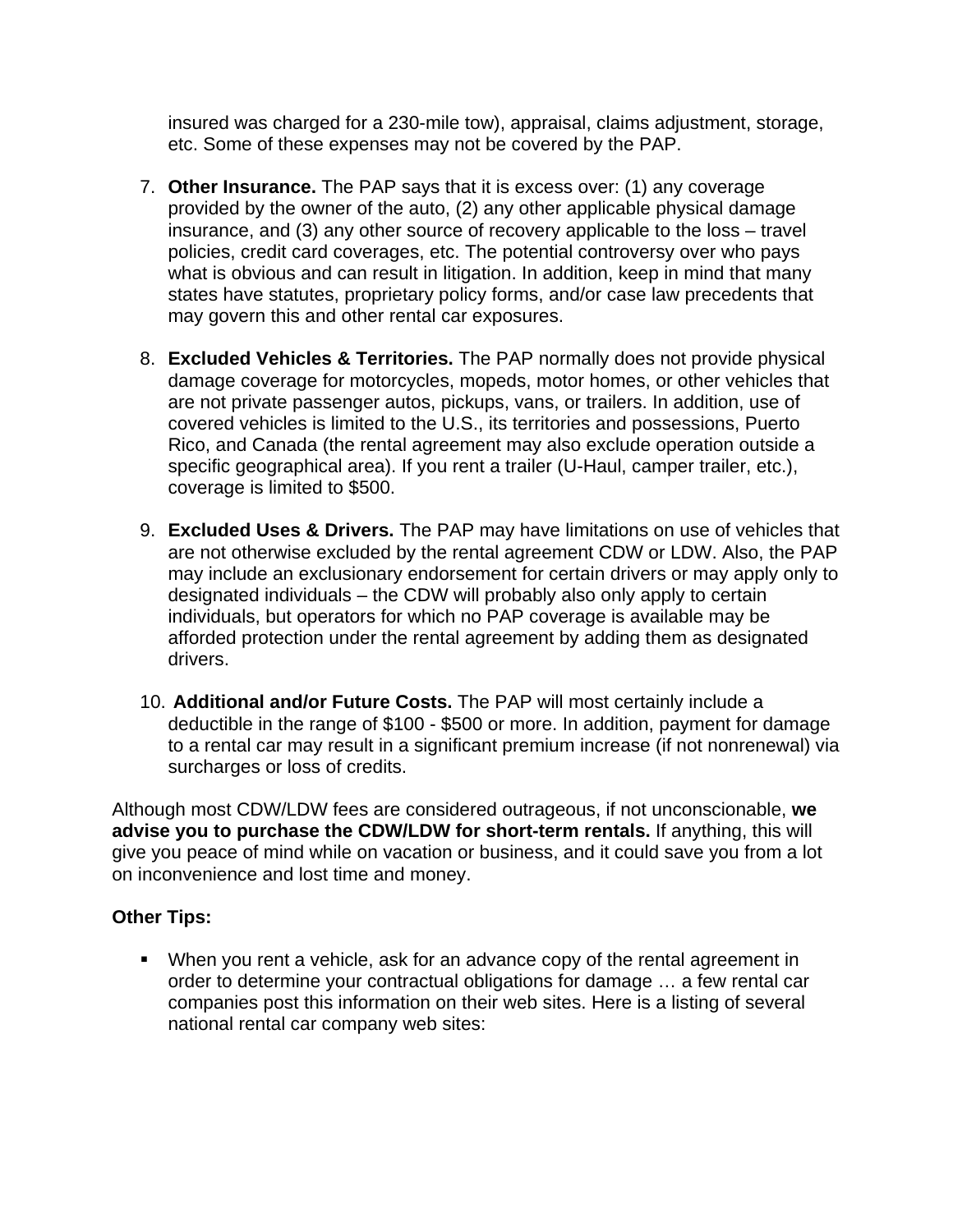insured was charged for a 230-mile tow), appraisal, claims adjustment, storage, etc. Some of these expenses may not be covered by the PAP.

7. **Other Insurance.** The PAP says that it is excess over: (1) any coverage provided by the owner of the auto, (2) any other applicable physical damage insurance, and (3) any other source of recovery applicable to the loss – travel policies, credit card coverages, etc. The potential controversy over who pays what is obvious and can result in litigation. In addition, keep in mind that many states have statutes, proprietary policy forms, and/or case law precedents that may govern this and other rental car exposures.

8. **Excluded Vehicles & Territories.** The PAP normally does not provide physical damage coverage for motorcycles, mopeds, motor homes, or other vehicles that are not private passenger autos, pickups, vans, or trailers. In addition, use of covered vehicles is limited to the U.S., its territories and possessions, Puerto Rico, and Canada (the rental agreement may also exclude operation outside a specific geographical area). If you rent a trailer (U-Haul, camper trailer, etc.), coverage is limited to $500.

9. **Excluded Uses & Drivers.** The PAP may have limitations on use of vehicles that are not otherwise excluded by the rental agreement CDW or LDW. Also, the PAP may include an exclusionary endorsement for certain drivers or may apply only to designated individuals – the CDW will probably also only apply to certain individuals, but operators for which no PAP coverage is available may be afforded protection under the rental agreement by adding them as designated drivers.

10. **Additional and/or Future Costs.** The PAP will most certainly include a deductible in the range of $100 - $500 or more. In addition, payment for damage to a rental car may result in a significant premium increase (if not nonrenewal) via surcharges or loss of credits.

Although most CDW/LDW fees are considered outrageous, if not unconscionable, **we advise you to purchase the CDW/LDW for short-term rentals.** If anything, this will give you peace of mind while on vacation or business, and it could save you from a lot on inconvenience and lost time and money.

**Other Tips:**

- When you rent a vehicle, ask for an advance copy of the rental agreement in order to determine your contractual obligations for damage … a few rental car companies post this information on their web sites. Here is a listing of several national rental car company web sites: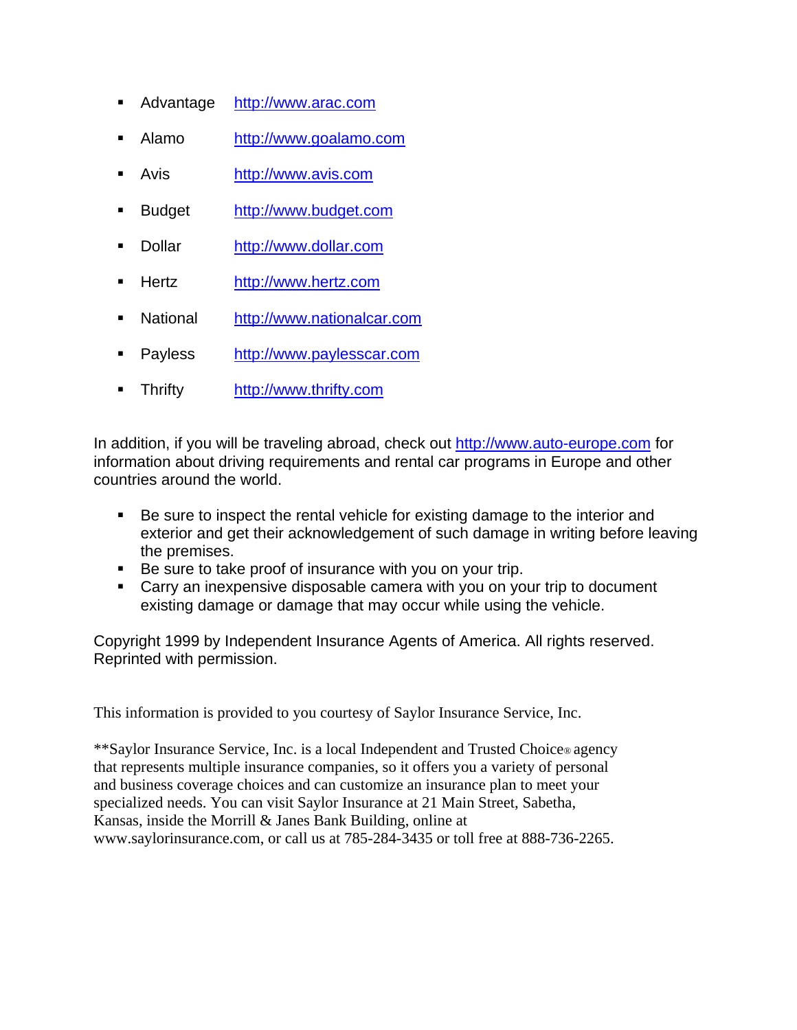- Advantage http://www.arac.com
- Alamo http://www.goalamo.com
- Avis http://www.avis.com
- Budget http://www.budget.com
- Dollar http://www.dollar.com
- Hertz http://www.hertz.com
- National http://www.nationalcar.com
- Payless http://www.paylesscar.com
- Thrifty http://www.thrifty.com

In addition, if you will be traveling abroad, check out http://www.auto-europe.com for information about driving requirements and rental car programs in Europe and other countries around the world.

- Be sure to inspect the rental vehicle for existing damage to the interior and exterior and get their acknowledgement of such damage in writing before leaving the premises.
- Be sure to take proof of insurance with you on your trip.
- Carry an inexpensive disposable camera with you on your trip to document existing damage or damage that may occur while using the vehicle.

Copyright 1999 by Independent Insurance Agents of America. All rights reserved. Reprinted with permission.

This information is provided to you courtesy of Saylor Insurance Service, Inc.

**Saylor Insurance Service, Inc. is a local Independent and Trusted Choice® agency that represents multiple insurance companies, so it offers you a variety of personal and business coverage choices and can customize an insurance plan to meet your specialized needs. You can visit Saylor Insurance at 21 Main Street, Sabetha, Kansas, inside the Morrill & Janes Bank Building, online at www.saylorinsurance.com, or call us at 785-284-3435 or toll free at 888-736-2265.